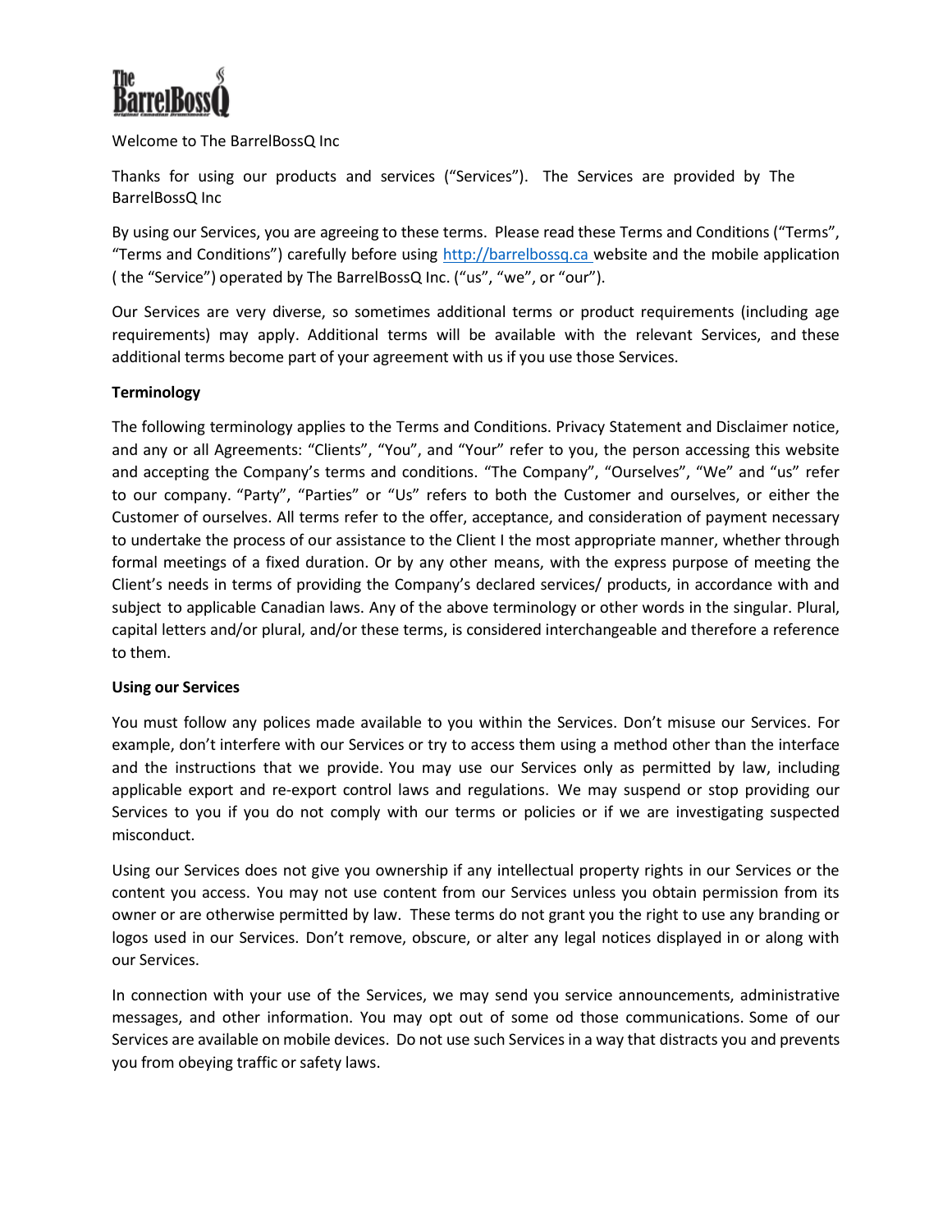Welcome to The BarrelBossQ Inc

Thanks for using our products and services ("Services"). The Services are provided by The BarrelBossQ Inc

By using our Services, you are agreeing to these terms. Please read these Terms and Conditions ("Terms", "Terms and Conditions") carefully before using http://barrelbossq.ca website and the mobile application ( the "Service") operated by The BarrelBossQ Inc. ("us", "we", or "our").

Our Services are very diverse, so sometimes additional terms or product requirements (including age requirements) may apply. Additional terms will be available with the relevant Services, and these additional terms become part of your agreement with us if you use those Services.

**Terminology**

The following terminology applies to the Terms and Conditions. Privacy Statement and Disclaimer notice, and any or all Agreements: "Clients", "You", and "Your" refer to you, the person accessing this website and accepting the Company's terms and conditions. "The Company", "Ourselves", "We" and "us" refer to our company. "Party", "Parties" or "Us" refers to both the Customer and ourselves, or either the Customer of ourselves. All terms refer to the offer, acceptance, and consideration of payment necessary to undertake the process of our assistance to the Client I the most appropriate manner, whether through formal meetings of a fixed duration. Or by any other means, with the express purpose of meeting the Client's needs in terms of providing the Company's declared services/ products, in accordance with and subject to applicable Canadian laws. Any of the above terminology or other words in the singular. Plural, capital letters and/or plural, and/or these terms, is considered interchangeable and therefore a reference to them.

**Using our Services**

You must follow any polices made available to you within the Services. Don't misuse our Services. For example, don't interfere with our Services or try to access them using a method other than the interface and the instructions that we provide. You may use our Services only as permitted by law, including applicable export and re-export control laws and regulations. We may suspend or stop providing our Services to you if you do not comply with our terms or policies or if we are investigating suspected misconduct.

Using our Services does not give you ownership if any intellectual property rights in our Services or the content you access. You may not use content from our Services unless you obtain permission from its owner or are otherwise permitted by law. These terms do not grant you the right to use any branding or logos used in our Services. Don't remove, obscure, or alter any legal notices displayed in or along with our Services.

In connection with your use of the Services, we may send you service announcements, administrative messages, and other information. You may opt out of some od those communications. Some of our Services are available on mobile devices. Do not use such Services in a way that distracts you and prevents you from obeying traffic or safety laws.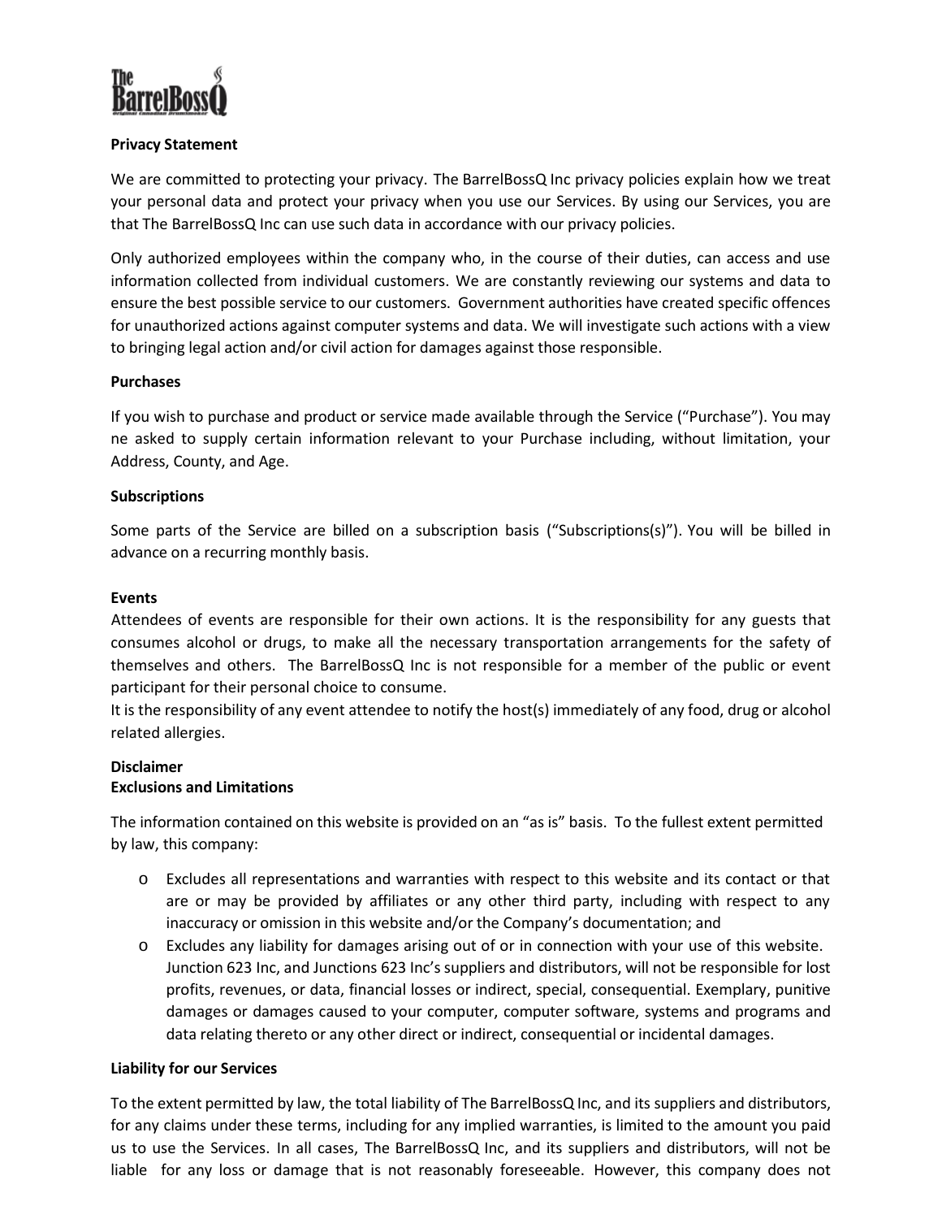**Privacy Statement**

We are committed to protecting your privacy. The BarrelBossQ Inc privacy policies explain how we treat your personal data and protect your privacy when you use our Services. By using our Services, you are that The BarrelBossQ Inc can use such data in accordance with our privacy policies.

Only authorized employees within the company who, in the course of their duties, can access and use information collected from individual customers. We are constantly reviewing our systems and data to ensure the best possible service to our customers. Government authorities have created specific offences for unauthorized actions against computer systems and data. We will investigate such actions with a view to bringing legal action and/or civil action for damages against those responsible.

**Purchases**

If you wish to purchase and product or service made available through the Service ("Purchase"). You may ne asked to supply certain information relevant to your Purchase including, without limitation, your Address, County, and Age.

**Subscriptions**

Some parts of the Service are billed on a subscription basis ("Subscriptions(s)"). You will be billed in advance on a recurring monthly basis.

**Events**

Attendees of events are responsible for their own actions. It is the responsibility for any guests that consumes alcohol or drugs, to make all the necessary transportation arrangements for the safety of themselves and others. The BarrelBossQ Inc is not responsible for a member of the public or event participant for their personal choice to consume.

It is the responsibility of any event attendee to notify the host(s) immediately of any food, drug or alcohol related allergies.

**Disclaimer**
**Exclusions and Limitations**

The information contained on this website is provided on an "as is" basis. To the fullest extent permitted by law, this company:

- Excludes all representations and warranties with respect to this website and its contact or that are or may be provided by affiliates or any other third party, including with respect to any inaccuracy or omission in this website and/or the Company's documentation; and
- Excludes any liability for damages arising out of or in connection with your use of this website. Junction 623 Inc, and Junctions 623 Inc's suppliers and distributors, will not be responsible for lost profits, revenues, or data, financial losses or indirect, special, consequential. Exemplary, punitive damages or damages caused to your computer, computer software, systems and programs and data relating thereto or any other direct or indirect, consequential or incidental damages.

**Liability for our Services**

To the extent permitted by law, the total liability of The BarrelBossQ Inc, and its suppliers and distributors, for any claims under these terms, including for any implied warranties, is limited to the amount you paid us to use the Services. In all cases, The BarrelBossQ Inc, and its suppliers and distributors, will not be liable for any loss or damage that is not reasonably foreseeable. However, this company does not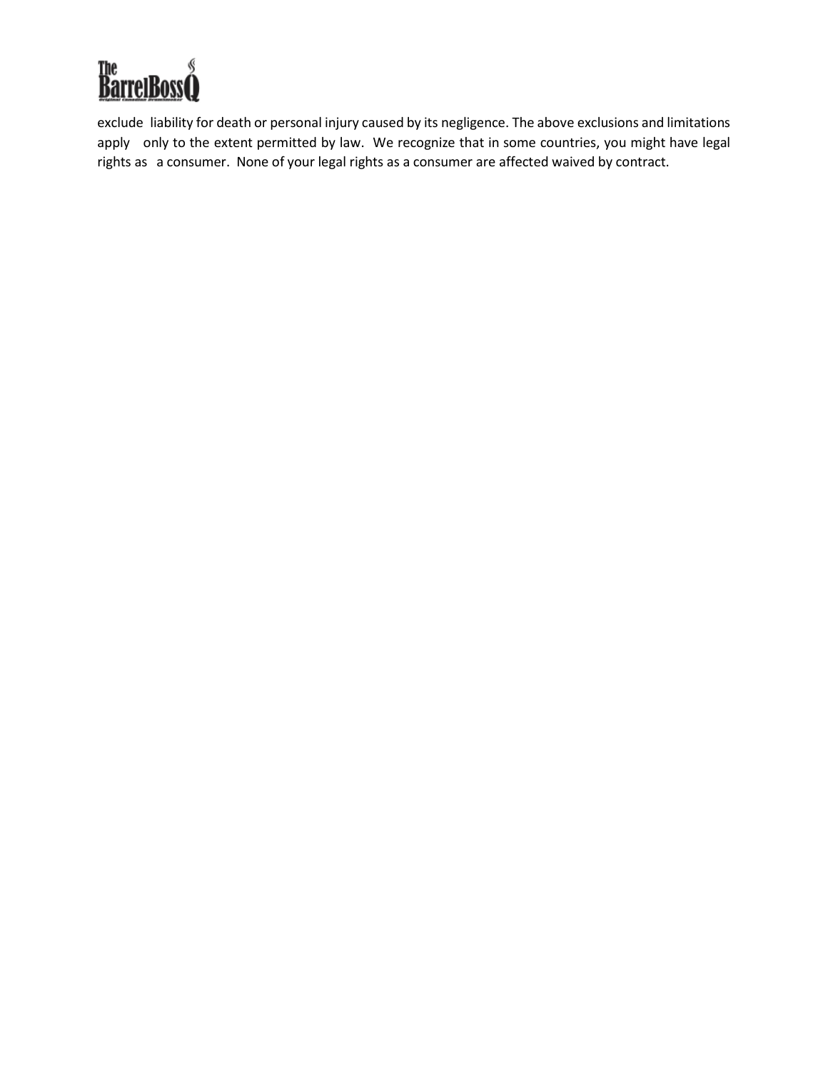exclude liability for death or personal injury caused by its negligence. The above exclusions and limitations apply only to the extent permitted by law. We recognize that in some countries, you might have legal rights as a consumer. None of your legal rights as a consumer are affected waived by contract.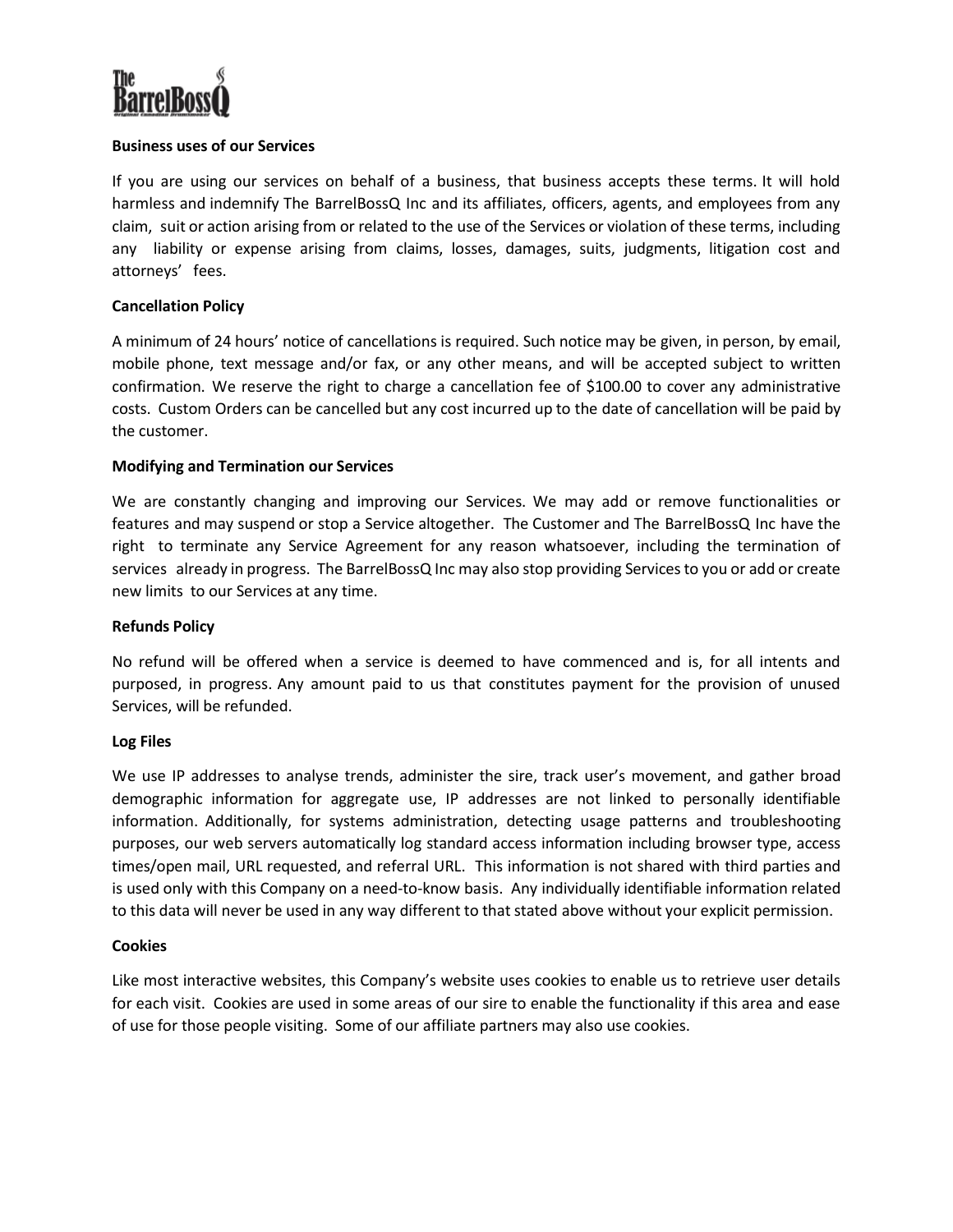**Business uses of our Services**

If you are using our services on behalf of a business, that business accepts these terms. It will hold harmless and indemnify The BarrelBossQ Inc and its affiliates, officers, agents, and employees from any claim, suit or action arising from or related to the use of the Services or violation of these terms, including any liability or expense arising from claims, losses, damages, suits, judgments, litigation cost and attorneys' fees.

**Cancellation Policy**

A minimum of 24 hours' notice of cancellations is required. Such notice may be given, in person, by email, mobile phone, text message and/or fax, or any other means, and will be accepted subject to written confirmation. We reserve the right to charge a cancellation fee of $100.00 to cover any administrative costs. Custom Orders can be cancelled but any cost incurred up to the date of cancellation will be paid by the customer.

**Modifying and Termination our Services**

We are constantly changing and improving our Services. We may add or remove functionalities or features and may suspend or stop a Service altogether. The Customer and The BarrelBossQ Inc have the right to terminate any Service Agreement for any reason whatsoever, including the termination of services already in progress. The BarrelBossQ Inc may also stop providing Services to you or add or create new limits to our Services at any time.

**Refunds Policy**

No refund will be offered when a service is deemed to have commenced and is, for all intents and purposed, in progress. Any amount paid to us that constitutes payment for the provision of unused Services, will be refunded.

**Log Files**

We use IP addresses to analyse trends, administer the sire, track user's movement, and gather broad demographic information for aggregate use, IP addresses are not linked to personally identifiable information. Additionally, for systems administration, detecting usage patterns and troubleshooting purposes, our web servers automatically log standard access information including browser type, access times/open mail, URL requested, and referral URL. This information is not shared with third parties and is used only with this Company on a need-to-know basis. Any individually identifiable information related to this data will never be used in any way different to that stated above without your explicit permission.

**Cookies**

Like most interactive websites, this Company's website uses cookies to enable us to retrieve user details for each visit. Cookies are used in some areas of our sire to enable the functionality if this area and ease of use for those people visiting. Some of our affiliate partners may also use cookies.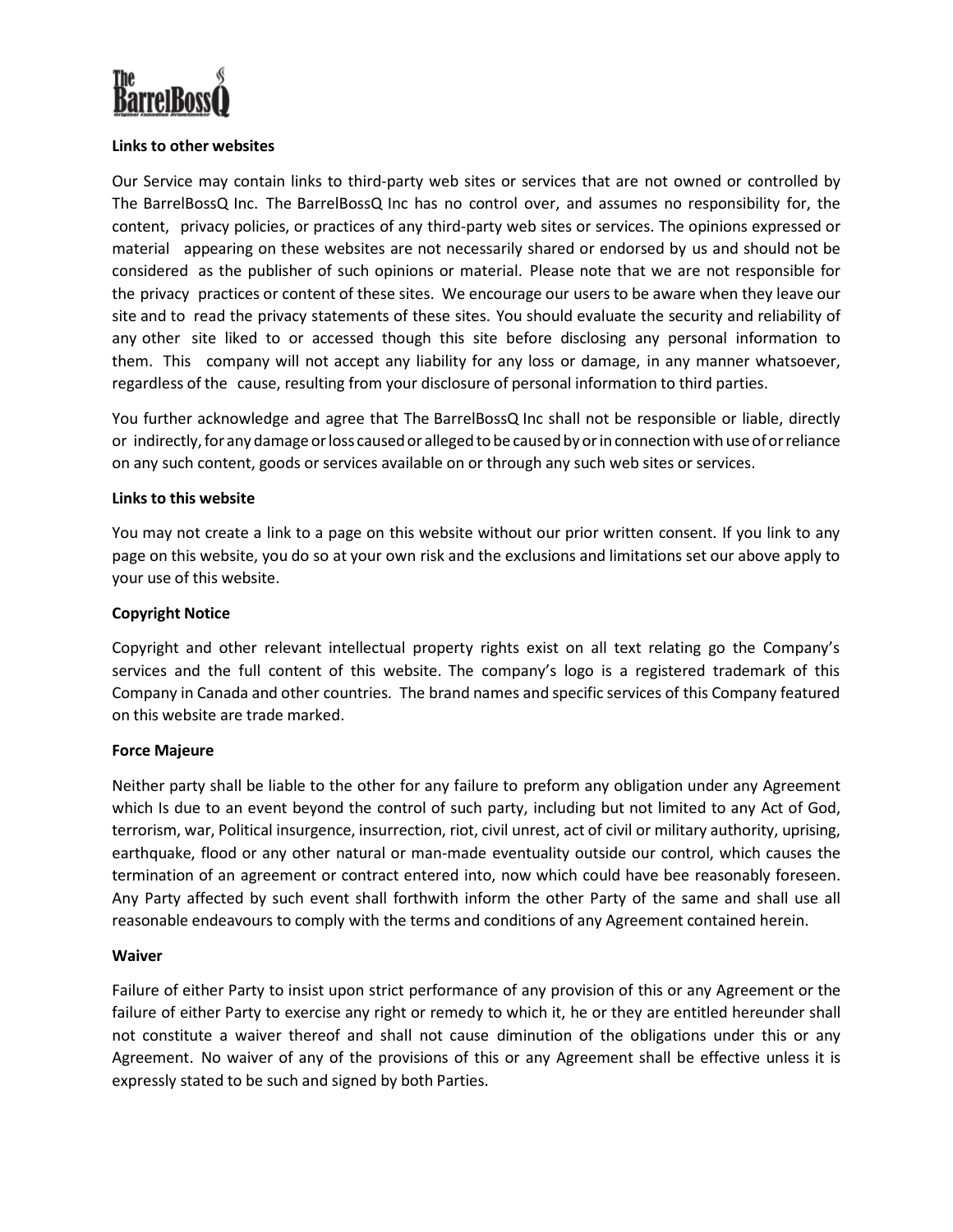**Links to other websites**

Our Service may contain links to third-party web sites or services that are not owned or controlled by The BarrelBossQ Inc. The BarrelBossQ Inc has no control over, and assumes no responsibility for, the content, privacy policies, or practices of any third-party web sites or services. The opinions expressed or material appearing on these websites are not necessarily shared or endorsed by us and should not be considered as the publisher of such opinions or material. Please note that we are not responsible for the privacy practices or content of these sites. We encourage our users to be aware when they leave our site and to read the privacy statements of these sites. You should evaluate the security and reliability of any other site liked to or accessed though this site before disclosing any personal information to them. This company will not accept any liability for any loss or damage, in any manner whatsoever, regardless of the cause, resulting from your disclosure of personal information to third parties.

You further acknowledge and agree that The BarrelBossQ Inc shall not be responsible or liable, directly or indirectly, for any damage or loss caused or alleged to be caused by or in connection with use of or reliance on any such content, goods or services available on or through any such web sites or services.

**Links to this website**

You may not create a link to a page on this website without our prior written consent. If you link to any page on this website, you do so at your own risk and the exclusions and limitations set our above apply to your use of this website.

**Copyright Notice**

Copyright and other relevant intellectual property rights exist on all text relating go the Company's services and the full content of this website. The company's logo is a registered trademark of this Company in Canada and other countries. The brand names and specific services of this Company featured on this website are trade marked.

**Force Majeure**

Neither party shall be liable to the other for any failure to preform any obligation under any Agreement which Is due to an event beyond the control of such party, including but not limited to any Act of God, terrorism, war, Political insurgence, insurrection, riot, civil unrest, act of civil or military authority, uprising, earthquake, flood or any other natural or man-made eventuality outside our control, which causes the termination of an agreement or contract entered into, now which could have bee reasonably foreseen. Any Party affected by such event shall forthwith inform the other Party of the same and shall use all reasonable endeavours to comply with the terms and conditions of any Agreement contained herein.

**Waiver**

Failure of either Party to insist upon strict performance of any provision of this or any Agreement or the failure of either Party to exercise any right or remedy to which it, he or they are entitled hereunder shall not constitute a waiver thereof and shall not cause diminution of the obligations under this or any Agreement. No waiver of any of the provisions of this or any Agreement shall be effective unless it is expressly stated to be such and signed by both Parties.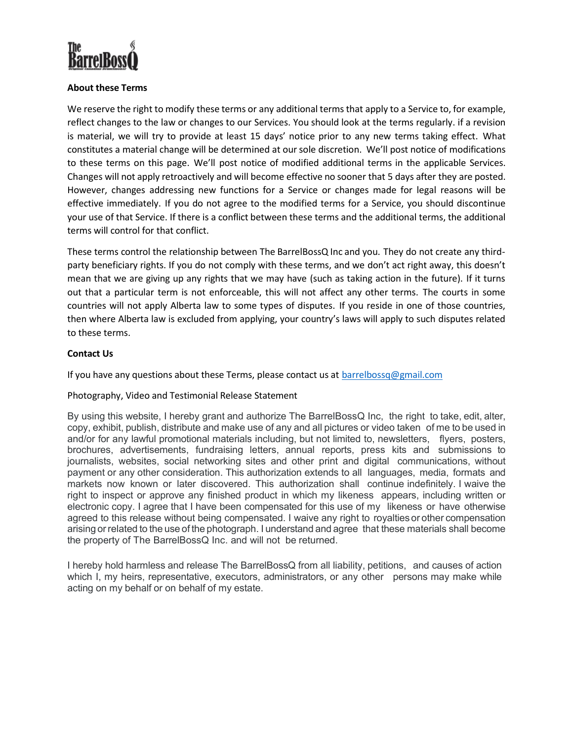**About these Terms**

We reserve the right to modify these terms or any additional terms that apply to a Service to, for example, reflect changes to the law or changes to our Services. You should look at the terms regularly. if a revision is material, we will try to provide at least 15 days' notice prior to any new terms taking effect. What constitutes a material change will be determined at our sole discretion. We'll post notice of modifications to these terms on this page. We'll post notice of modified additional terms in the applicable Services. Changes will not apply retroactively and will become effective no sooner that 5 days after they are posted. However, changes addressing new functions for a Service or changes made for legal reasons will be effective immediately. If you do not agree to the modified terms for a Service, you should discontinue your use of that Service. If there is a conflict between these terms and the additional terms, the additional terms will control for that conflict.

These terms control the relationship between The BarrelBossQ Inc and you. They do not create any third-party beneficiary rights. If you do not comply with these terms, and we don't act right away, this doesn't mean that we are giving up any rights that we may have (such as taking action in the future). If it turns out that a particular term is not enforceable, this will not affect any other terms. The courts in some countries will not apply Alberta law to some types of disputes. If you reside in one of those countries, then where Alberta law is excluded from applying, your country's laws will apply to such disputes related to these terms.

**Contact Us**

If you have any questions about these Terms, please contact us at barrelbossq@gmail.com

Photography, Video and Testimonial Release Statement

By using this website, I hereby grant and authorize The BarrelBossQ Inc, the right to take, edit, alter, copy, exhibit, publish, distribute and make use of any and all pictures or video taken of me to be used in and/or for any lawful promotional materials including, but not limited to, newsletters, flyers, posters, brochures, advertisements, fundraising letters, annual reports, press kits and submissions to journalists, websites, social networking sites and other print and digital communications, without payment or any other consideration. This authorization extends to all languages, media, formats and markets now known or later discovered. This authorization shall continue indefinitely. I waive the right to inspect or approve any finished product in which my likeness appears, including written or electronic copy. I agree that I have been compensated for this use of my likeness or have otherwise agreed to this release without being compensated. I waive any right to royalties or other compensation arising or related to the use of the photograph. I understand and agree that these materials shall become the property of The BarrelBossQ Inc. and will not be returned.

I hereby hold harmless and release The BarrelBossQ from all liability, petitions, and causes of action which I, my heirs, representative, executors, administrators, or any other persons may make while acting on my behalf or on behalf of my estate.